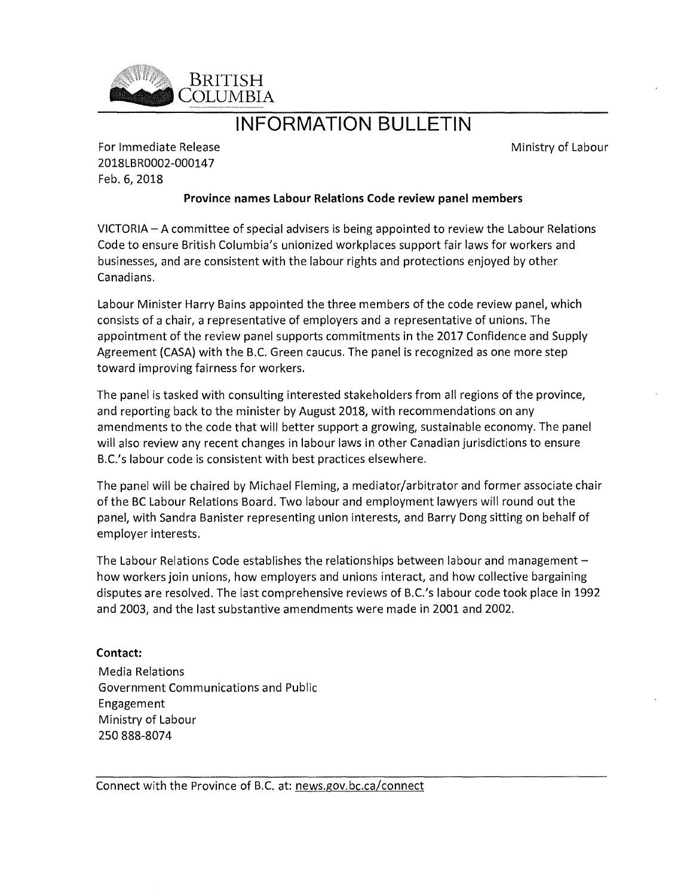BRITISH COLUMBIA

# INFORMATION BULLETIN

For Immediate Release
2018LBR0002-000147
Feb. 6, 2018

Ministry of Labour

**Province names Labour Relations Code review panel members**

VICTORIA – A committee of special advisers is being appointed to review the Labour Relations Code to ensure British Columbia's unionized workplaces support fair laws for workers and businesses, and are consistent with the labour rights and protections enjoyed by other Canadians.

Labour Minister Harry Bains appointed the three members of the code review panel, which consists of a chair, a representative of employers and a representative of unions. The appointment of the review panel supports commitments in the 2017 Confidence and Supply Agreement (CASA) with the B.C. Green caucus. The panel is recognized as one more step toward improving fairness for workers.

The panel is tasked with consulting interested stakeholders from all regions of the province, and reporting back to the minister by August 2018, with recommendations on any amendments to the code that will better support a growing, sustainable economy. The panel will also review any recent changes in labour laws in other Canadian jurisdictions to ensure B.C.'s labour code is consistent with best practices elsewhere.

The panel will be chaired by Michael Fleming, a mediator/arbitrator and former associate chair of the BC Labour Relations Board. Two labour and employment lawyers will round out the panel, with Sandra Banister representing union interests, and Barry Dong sitting on behalf of employer interests.

The Labour Relations Code establishes the relationships between labour and management – how workers join unions, how employers and unions interact, and how collective bargaining disputes are resolved. The last comprehensive reviews of B.C.'s labour code took place in 1992 and 2003, and the last substantive amendments were made in 2001 and 2002.

**Contact:**

Media Relations
Government Communications and Public Engagement
Ministry of Labour
250 888-8074

Connect with the Province of B.C. at: news.gov.bc.ca/connect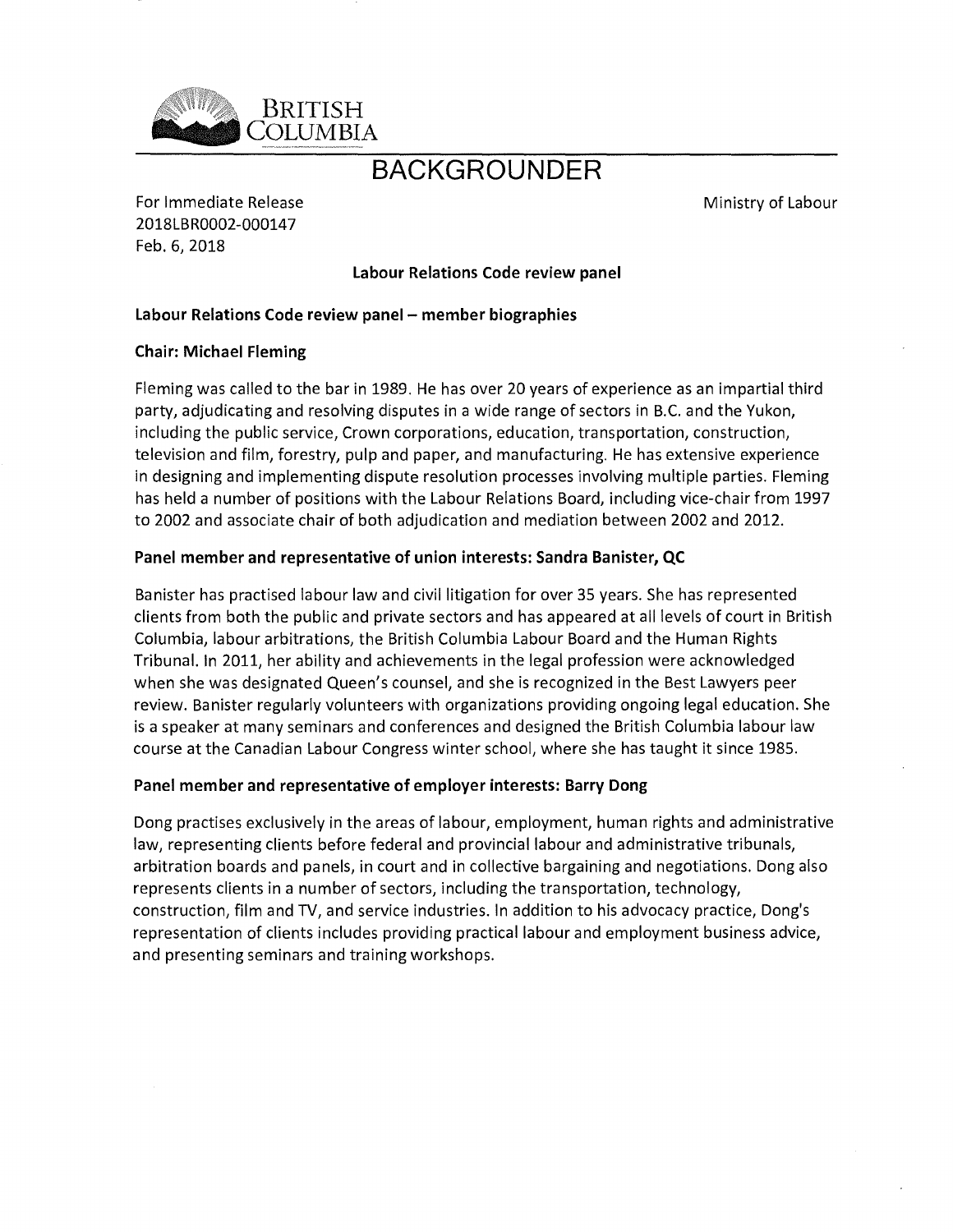BRITISH COLUMBIA

# BACKGROUNDER

For Immediate Release
2018LBR0002-000147
Feb. 6, 2018

Ministry of Labour

**Labour Relations Code review panel**

## Labour Relations Code review panel – member biographies

### Chair: Michael Fleming

Fleming was called to the bar in 1989. He has over 20 years of experience as an impartial third party, adjudicating and resolving disputes in a wide range of sectors in B.C. and the Yukon, including the public service, Crown corporations, education, transportation, construction, television and film, forestry, pulp and paper, and manufacturing. He has extensive experience in designing and implementing dispute resolution processes involving multiple parties. Fleming has held a number of positions with the Labour Relations Board, including vice-chair from 1997 to 2002 and associate chair of both adjudication and mediation between 2002 and 2012.

### Panel member and representative of union interests: Sandra Banister, QC

Banister has practised labour law and civil litigation for over 35 years. She has represented clients from both the public and private sectors and has appeared at all levels of court in British Columbia, labour arbitrations, the British Columbia Labour Board and the Human Rights Tribunal. In 2011, her ability and achievements in the legal profession were acknowledged when she was designated Queen's counsel, and she is recognized in the Best Lawyers peer review. Banister regularly volunteers with organizations providing ongoing legal education. She is a speaker at many seminars and conferences and designed the British Columbia labour law course at the Canadian Labour Congress winter school, where she has taught it since 1985.

### Panel member and representative of employer interests: Barry Dong

Dong practises exclusively in the areas of labour, employment, human rights and administrative law, representing clients before federal and provincial labour and administrative tribunals, arbitration boards and panels, in court and in collective bargaining and negotiations. Dong also represents clients in a number of sectors, including the transportation, technology, construction, film and TV, and service industries. In addition to his advocacy practice, Dong's representation of clients includes providing practical labour and employment business advice, and presenting seminars and training workshops.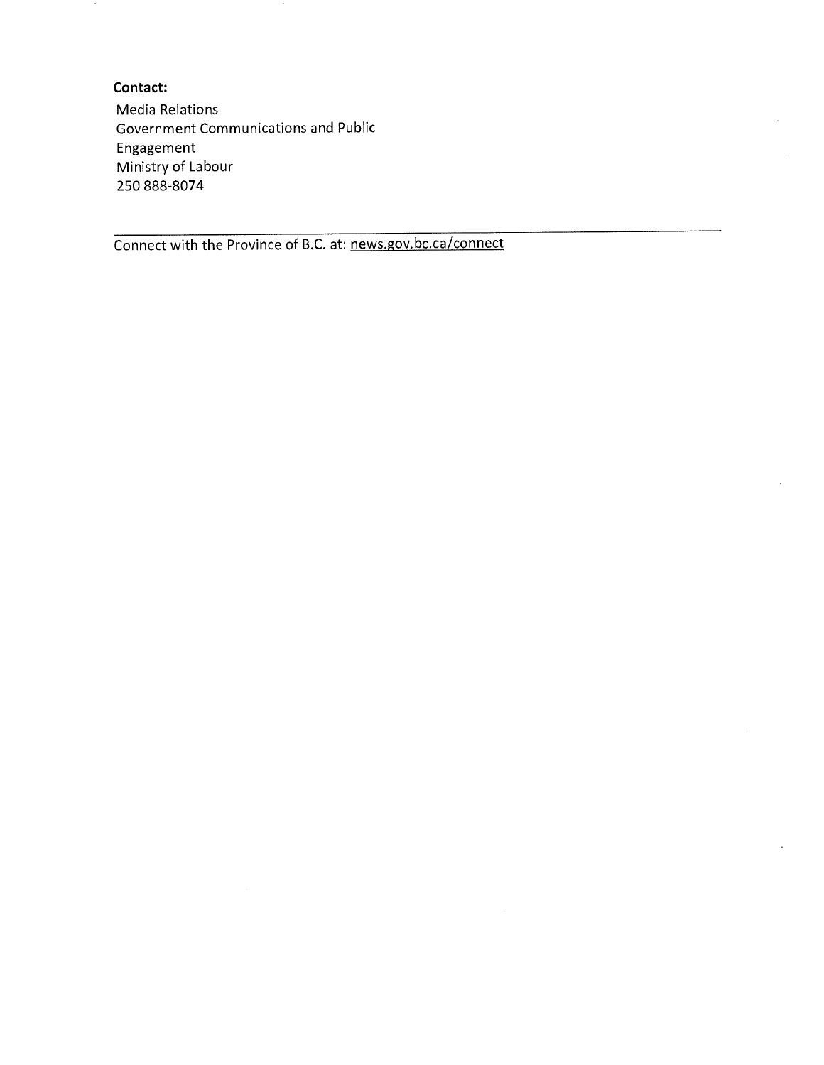**Contact:**

Media Relations
Government Communications and Public
Engagement
Ministry of Labour
250 888-8074

---

Connect with the Province of B.C. at: news.gov.bc.ca/connect